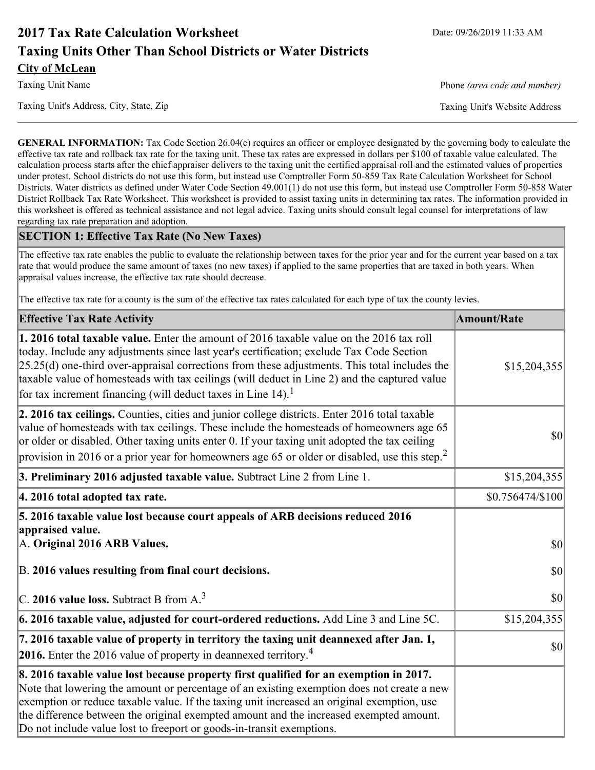# 2017 Tax Rate Calculation Worksheet

Date: 09/26/2019 11:33 AM

## Taxing Units Other Than School Districts or Water Districts

**City of McLean**

Taxing Unit Name

Phone *(area code and number)*

Taxing Unit's Address, City, State, Zip

Taxing Unit's Website Address

**GENERAL INFORMATION:** Tax Code Section 26.04(c) requires an officer or employee designated by the governing body to calculate the effective tax rate and rollback tax rate for the taxing unit. These tax rates are expressed in dollars per $100 of taxable value calculated. The calculation process starts after the chief appraiser delivers to the taxing unit the certified appraisal roll and the estimated values of properties under protest. School districts do not use this form, but instead use Comptroller Form 50-859 Tax Rate Calculation Worksheet for School Districts. Water districts as defined under Water Code Section 49.001(1) do not use this form, but instead use Comptroller Form 50-858 Water District Rollback Tax Rate Worksheet. This worksheet is provided to assist taxing units in determining tax rates. The information provided in this worksheet is offered as technical assistance and not legal advice. Taxing units should consult legal counsel for interpretations of law regarding tax rate preparation and adoption.

### SECTION 1: Effective Tax Rate (No New Taxes)

The effective tax rate enables the public to evaluate the relationship between taxes for the prior year and for the current year based on a tax rate that would produce the same amount of taxes (no new taxes) if applied to the same properties that are taxed in both years. When appraisal values increase, the effective tax rate should decrease.

The effective tax rate for a county is the sum of the effective tax rates calculated for each type of tax the county levies.

| Effective Tax Rate Activity | Amount/Rate |
|---|---|
| **1. 2016 total taxable value.** Enter the amount of 2016 taxable value on the 2016 tax roll today. Include any adjustments since last year's certification; exclude Tax Code Section 25.25(d) one-third over-appraisal corrections from these adjustments. This total includes the taxable value of homesteads with tax ceilings (will deduct in Line 2) and the captured value for tax increment financing (will deduct taxes in Line 14).[1] | $15,204,355 |
| **2. 2016 tax ceilings.** Counties, cities and junior college districts. Enter 2016 total taxable value of homesteads with tax ceilings. These include the homesteads of homeowners age 65 or older or disabled. Other taxing units enter 0. If your taxing unit adopted the tax ceiling provision in 2016 or a prior year for homeowners age 65 or older or disabled, use this step.[2] | $0 |
| **3. Preliminary 2016 adjusted taxable value.** Subtract Line 2 from Line 1. | $15,204,355 |
| **4. 2016 total adopted tax rate.** | $0.756474/$100 |
| **5. 2016 taxable value lost because court appeals of ARB decisions reduced 2016 appraised value.** | |
| A. **Original 2016 ARB Values.** | $0 |
| B. **2016 values resulting from final court decisions.** | $0 |
| C. **2016 value loss.** Subtract B from A.[3] | $0 |
| **6. 2016 taxable value, adjusted for court-ordered reductions.** Add Line 3 and Line 5C. | $15,204,355 |
| **7. 2016 taxable value of property in territory the taxing unit deannexed after Jan. 1, 2016.** Enter the 2016 value of property in deannexed territory.[4] | $0 |
| **8. 2016 taxable value lost because property first qualified for an exemption in 2017.** Note that lowering the amount or percentage of an existing exemption does not create a new exemption or reduce taxable value. If the taxing unit increased an original exemption, use the difference between the original exempted amount and the increased exempted amount. Do not include value lost to freeport or goods-in-transit exemptions. | |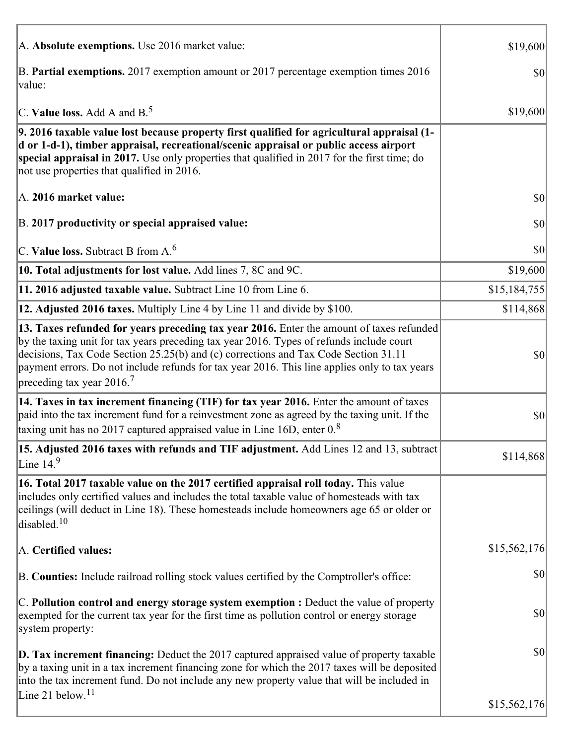| | |
|---|---|
| A. **Absolute exemptions.** Use 2016 market value: | $19,600 |
| B. **Partial exemptions.** 2017 exemption amount or 2017 percentage exemption times 2016 value: | $0 |
| C. **Value loss.** Add A and B.[5] | $19,600 |
| **9. 2016 taxable value lost because property first qualified for agricultural appraisal (1-d or 1-d-1), timber appraisal, recreational/scenic appraisal or public access airport special appraisal in 2017.** Use only properties that qualified in 2017 for the first time; do not use properties that qualified in 2016. | |
| A. **2016 market value:** | $0 |
| B. **2017 productivity or special appraised value:** | $0 |
| C. **Value loss.** Subtract B from A.[6] | $0 |
| **10. Total adjustments for lost value.** Add lines 7, 8C and 9C. | $19,600 |
| **11. 2016 adjusted taxable value.** Subtract Line 10 from Line 6. | $15,184,755 |
| **12. Adjusted 2016 taxes.** Multiply Line 4 by Line 11 and divide by $100. | $114,868 |
| **13. Taxes refunded for years preceding tax year 2016.** Enter the amount of taxes refunded by the taxing unit for tax years preceding tax year 2016. Types of refunds include court decisions, Tax Code Section 25.25(b) and (c) corrections and Tax Code Section 31.11 payment errors. Do not include refunds for tax year 2016. This line applies only to tax years preceding tax year 2016.[7] | $0 |
| **14. Taxes in tax increment financing (TIF) for tax year 2016.** Enter the amount of taxes paid into the tax increment fund for a reinvestment zone as agreed by the taxing unit. If the taxing unit has no 2017 captured appraised value in Line 16D, enter 0.[8] | $0 |
| **15. Adjusted 2016 taxes with refunds and TIF adjustment.** Add Lines 12 and 13, subtract Line 14.[9] | $114,868 |
| **16. Total 2017 taxable value on the 2017 certified appraisal roll today.** This value includes only certified values and includes the total taxable value of homesteads with tax ceilings (will deduct in Line 18). These homesteads include homeowners age 65 or older or disabled.[10] | |
| A. **Certified values:** | $15,562,176 |
| B. **Counties:** Include railroad rolling stock values certified by the Comptroller's office: | $0 |
| C. **Pollution control and energy storage system exemption :** Deduct the value of property exempted for the current tax year for the first time as pollution control or energy storage system property: | $0 |
| **D. Tax increment financing:** Deduct the 2017 captured appraised value of property taxable by a taxing unit in a tax increment financing zone for which the 2017 taxes will be deposited into the tax increment fund. Do not include any new property value that will be included in Line 21 below.[11] | $0<br><br>$15,562,176 |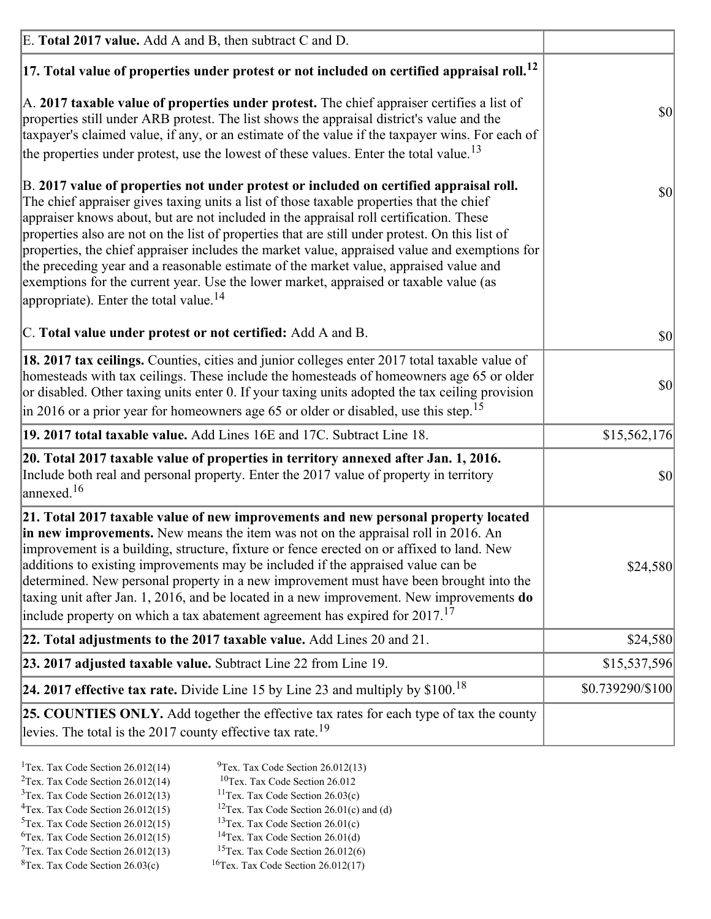| | |
|---|---|
| E. **Total 2017 value.** Add A and B, then subtract C and D. | |
| **17. Total value of properties under protest or not included on certified appraisal roll.**[12]<br><br>A. **2017 taxable value of properties under protest.** The chief appraiser certifies a list of properties still under ARB protest. The list shows the appraisal district's value and the taxpayer's claimed value, if any, or an estimate of the value if the taxpayer wins. For each of the properties under protest, use the lowest of these values. Enter the total value.[13]<br><br>B. **2017 value of properties not under protest or included on certified appraisal roll.** The chief appraiser gives taxing units a list of those taxable properties that the chief appraiser knows about, but are not included in the appraisal roll certification. These properties also are not on the list of properties that are still under protest. On this list of properties, the chief appraiser includes the market value, appraised value and exemptions for the preceding year and a reasonable estimate of the market value, appraised value and exemptions for the current year. Use the lower market, appraised or taxable value (as appropriate). Enter the total value.[14]<br><br>C. **Total value under protest or not certified:** Add A and B. | <br><br>$0<br><br>$0<br><br>$0 |
| **18. 2017 tax ceilings.** Counties, cities and junior colleges enter 2017 total taxable value of homesteads with tax ceilings. These include the homesteads of homeowners age 65 or older or disabled. Other taxing units enter 0. If your taxing units adopted the tax ceiling provision in 2016 or a prior year for homeowners age 65 or older or disabled, use this step.[15] | $0 |
| **19. 2017 total taxable value.** Add Lines 16E and 17C. Subtract Line 18. | $15,562,176 |
| **20. Total 2017 taxable value of properties in territory annexed after Jan. 1, 2016.** Include both real and personal property. Enter the 2017 value of property in territory annexed.[16] | $0 |
| **21. Total 2017 taxable value of new improvements and new personal property located in new improvements.** New means the item was not on the appraisal roll in 2016. An improvement is a building, structure, fixture or fence erected on or affixed to land. New additions to existing improvements may be included if the appraised value can be determined. New personal property in a new improvement must have been brought into the taxing unit after Jan. 1, 2016, and be located in a new improvement. New improvements **do** include property on which a tax abatement agreement has expired for 2017.[17] | $24,580 |
| **22. Total adjustments to the 2017 taxable value.** Add Lines 20 and 21. | $24,580 |
| **23. 2017 adjusted taxable value.** Subtract Line 22 from Line 19. | $15,537,596 |
| **24. 2017 effective tax rate.** Divide Line 15 by Line 23 and multiply by $100.[18] | $0.739290/$100 |
| **25. COUNTIES ONLY.** Add together the effective tax rates for each type of tax the county levies. The total is the 2017 county effective tax rate.[19] | |

[1]Tex. Tax Code Section 26.012(14)
[2]Tex. Tax Code Section 26.012(14)
[3]Tex. Tax Code Section 26.012(13)
[4]Tex. Tax Code Section 26.012(15)
[5]Tex. Tax Code Section 26.012(15)
[6]Tex. Tax Code Section 26.012(15)
[7]Tex. Tax Code Section 26.012(13)
[8]Tex. Tax Code Section 26.03(c)
[9]Tex. Tax Code Section 26.012(13)
[10]Tex. Tax Code Section 26.012
[11]Tex. Tax Code Section 26.03(c)
[12]Tex. Tax Code Section 26.01(c) and (d)
[13]Tex. Tax Code Section 26.01(c)
[14]Tex. Tax Code Section 26.01(d)
[15]Tex. Tax Code Section 26.012(6)
[16]Tex. Tax Code Section 26.012(17)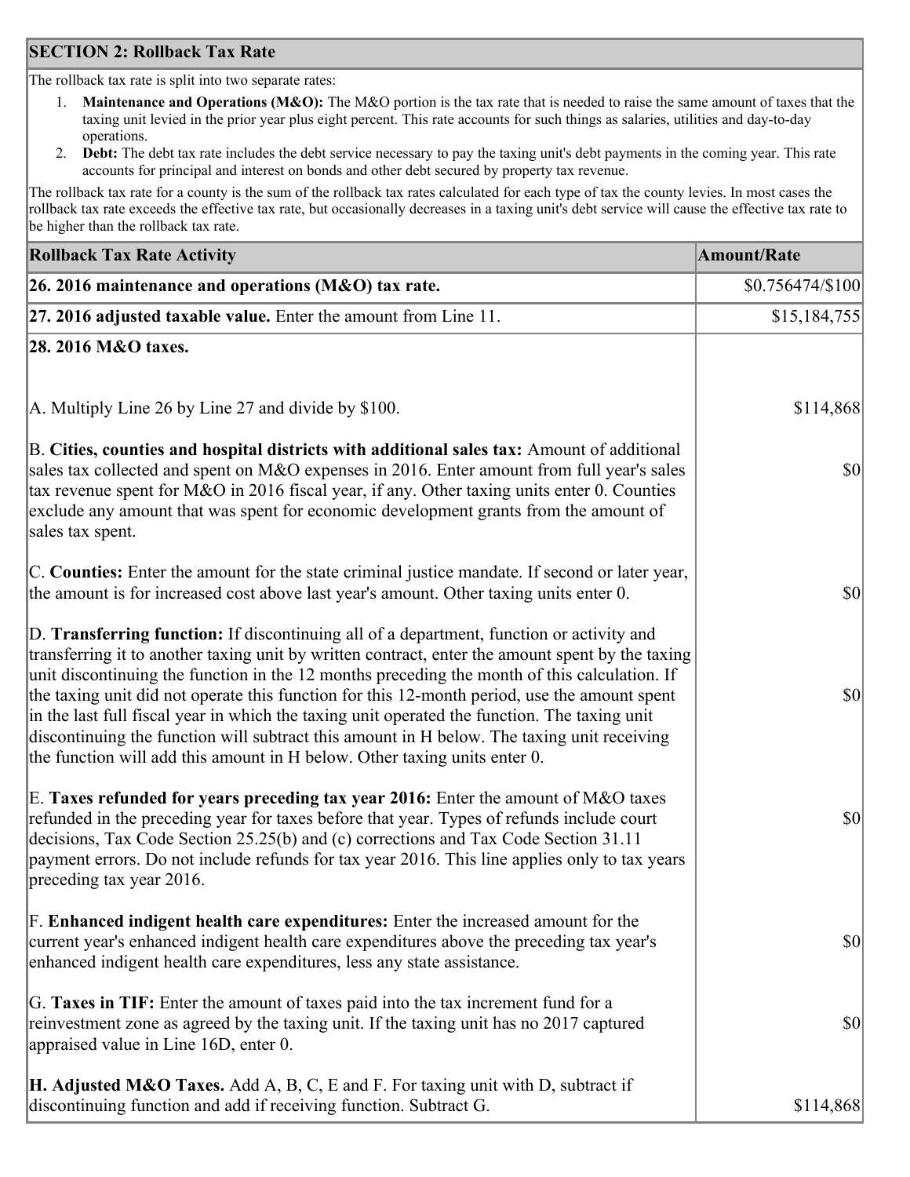## SECTION 2: Rollback Tax Rate

The rollback tax rate is split into two separate rates:

1. **Maintenance and Operations (M&O):** The M&O portion is the tax rate that is needed to raise the same amount of taxes that the taxing unit levied in the prior year plus eight percent. This rate accounts for such things as salaries, utilities and day-to-day operations.
2. **Debt:** The debt tax rate includes the debt service necessary to pay the taxing unit's debt payments in the coming year. This rate accounts for principal and interest on bonds and other debt secured by property tax revenue.

The rollback tax rate for a county is the sum of the rollback tax rates calculated for each type of tax the county levies. In most cases the rollback tax rate exceeds the effective tax rate, but occasionally decreases in a taxing unit's debt service will cause the effective tax rate to be higher than the rollback tax rate.

| Rollback Tax Rate Activity | Amount/Rate |
|---|---|
| **26. 2016 maintenance and operations (M&O) tax rate.** | $0.756474/$100 |
| **27. 2016 adjusted taxable value.** Enter the amount from Line 11. | $15,184,755 |
| **28. 2016 M&O taxes.** | |
| A. Multiply Line 26 by Line 27 and divide by $100. | $114,868 |
| B. **Cities, counties and hospital districts with additional sales tax:** Amount of additional sales tax collected and spent on M&O expenses in 2016. Enter amount from full year's sales tax revenue spent for M&O in 2016 fiscal year, if any. Other taxing units enter 0. Counties exclude any amount that was spent for economic development grants from the amount of sales tax spent. | $0 |
| C. **Counties:** Enter the amount for the state criminal justice mandate. If second or later year, the amount is for increased cost above last year's amount. Other taxing units enter 0. | $0 |
| D. **Transferring function:** If discontinuing all of a department, function or activity and transferring it to another taxing unit by written contract, enter the amount spent by the taxing unit discontinuing the function in the 12 months preceding the month of this calculation. If the taxing unit did not operate this function for this 12-month period, use the amount spent in the last full fiscal year in which the taxing unit operated the function. The taxing unit discontinuing the function will subtract this amount in H below. The taxing unit receiving the function will add this amount in H below. Other taxing units enter 0. | $0 |
| E. **Taxes refunded for years preceding tax year 2016:** Enter the amount of M&O taxes refunded in the preceding year for taxes before that year. Types of refunds include court decisions, Tax Code Section 25.25(b) and (c) corrections and Tax Code Section 31.11 payment errors. Do not include refunds for tax year 2016. This line applies only to tax years preceding tax year 2016. | $0 |
| F. **Enhanced indigent health care expenditures:** Enter the increased amount for the current year's enhanced indigent health care expenditures above the preceding tax year's enhanced indigent health care expenditures, less any state assistance. | $0 |
| G. **Taxes in TIF:** Enter the amount of taxes paid into the tax increment fund for a reinvestment zone as agreed by the taxing unit. If the taxing unit has no 2017 captured appraised value in Line 16D, enter 0. | $0 |
| **H. Adjusted M&O Taxes.** Add A, B, C, E and F. For taxing unit with D, subtract if discontinuing function and add if receiving function. Subtract G. | $114,868 |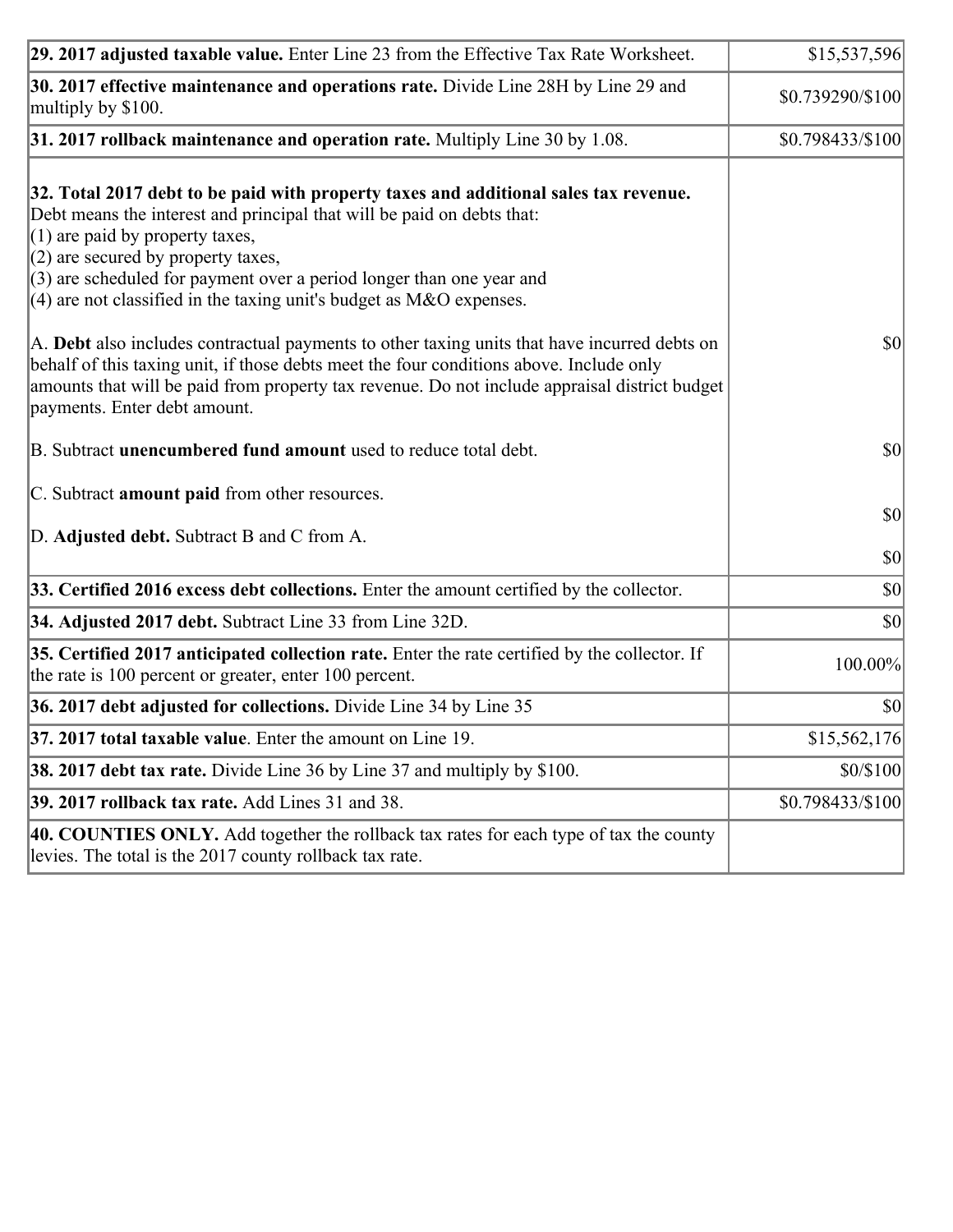| | |
|---|---|
| **29. 2017 adjusted taxable value.** Enter Line 23 from the Effective Tax Rate Worksheet. | $15,537,596 |
| **30. 2017 effective maintenance and operations rate.** Divide Line 28H by Line 29 and multiply by $100. | $0.739290/$100 |
| **31. 2017 rollback maintenance and operation rate.** Multiply Line 30 by 1.08. | $0.798433/$100 |
| **32. Total 2017 debt to be paid with property taxes and additional sales tax revenue.** Debt means the interest and principal that will be paid on debts that:<br>(1) are paid by property taxes,<br>(2) are secured by property taxes,<br>(3) are scheduled for payment over a period longer than one year and<br>(4) are not classified in the taxing unit's budget as M&O expenses.<br><br>A. **Debt** also includes contractual payments to other taxing units that have incurred debts on behalf of this taxing unit, if those debts meet the four conditions above. Include only amounts that will be paid from property tax revenue. Do not include appraisal district budget payments. Enter debt amount.<br><br>B. Subtract **unencumbered fund amount** used to reduce total debt.<br><br>C. Subtract **amount paid** from other resources.<br><br>D. **Adjusted debt.** Subtract B and C from A. | <br><br><br><br><br><br><br>$0<br><br><br><br>$0<br><br>$0<br><br>$0 |
| **33. Certified 2016 excess debt collections.** Enter the amount certified by the collector. | $0 |
| **34. Adjusted 2017 debt.** Subtract Line 33 from Line 32D. | $0 |
| **35. Certified 2017 anticipated collection rate.** Enter the rate certified by the collector. If the rate is 100 percent or greater, enter 100 percent. | 100.00% |
| **36. 2017 debt adjusted for collections.** Divide Line 34 by Line 35 | $0 |
| **37. 2017 total taxable value**. Enter the amount on Line 19. | $15,562,176 |
| **38. 2017 debt tax rate.** Divide Line 36 by Line 37 and multiply by $100. | $0/$100 |
| **39. 2017 rollback tax rate.** Add Lines 31 and 38. | $0.798433/$100 |
| **40. COUNTIES ONLY.** Add together the rollback tax rates for each type of tax the county levies. The total is the 2017 county rollback tax rate. | |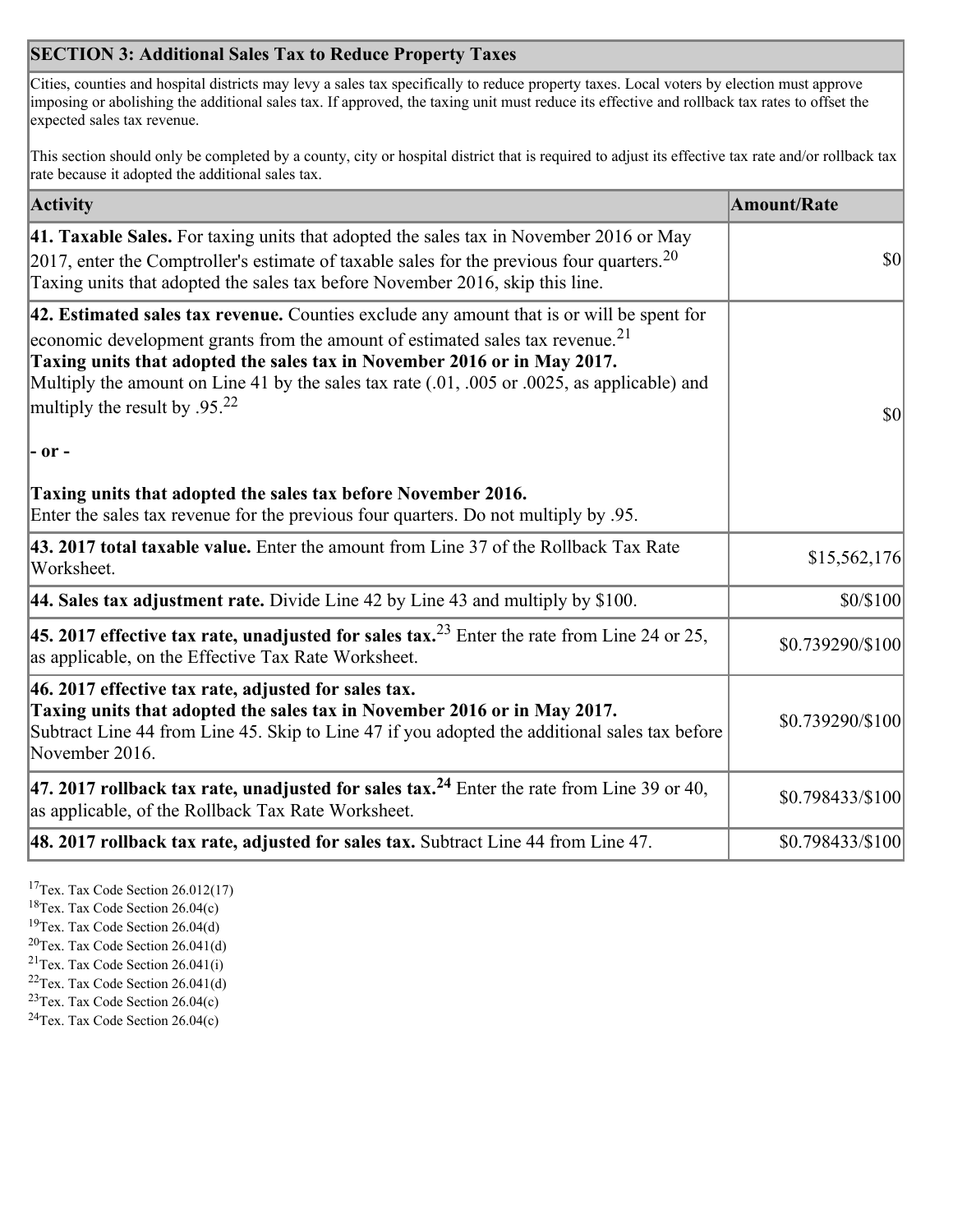## SECTION 3: Additional Sales Tax to Reduce Property Taxes

Cities, counties and hospital districts may levy a sales tax specifically to reduce property taxes. Local voters by election must approve imposing or abolishing the additional sales tax. If approved, the taxing unit must reduce its effective and rollback tax rates to offset the expected sales tax revenue.

This section should only be completed by a county, city or hospital district that is required to adjust its effective tax rate and/or rollback tax rate because it adopted the additional sales tax.

| Activity | Amount/Rate |
|---|---|
| **41. Taxable Sales.** For taxing units that adopted the sales tax in November 2016 or May 2017, enter the Comptroller's estimate of taxable sales for the previous four quarters.[20] Taxing units that adopted the sales tax before November 2016, skip this line. | $0 |
| **42. Estimated sales tax revenue.** Counties exclude any amount that is or will be spent for economic development grants from the amount of estimated sales tax revenue.[21] **Taxing units that adopted the sales tax in November 2016 or in May 2017.** Multiply the amount on Line 41 by the sales tax rate (.01, .005 or .0025, as applicable) and multiply the result by .95.[22] **- or -** **Taxing units that adopted the sales tax before November 2016.** Enter the sales tax revenue for the previous four quarters. Do not multiply by .95. | $0 |
| **43. 2017 total taxable value.** Enter the amount from Line 37 of the Rollback Tax Rate Worksheet. | $15,562,176 |
| **44. Sales tax adjustment rate.** Divide Line 42 by Line 43 and multiply by $100. | $0/$100 |
| **45. 2017 effective tax rate, unadjusted for sales tax.**[23] Enter the rate from Line 24 or 25, as applicable, on the Effective Tax Rate Worksheet. | $0.739290/$100 |
| **46. 2017 effective tax rate, adjusted for sales tax.** **Taxing units that adopted the sales tax in November 2016 or in May 2017.** Subtract Line 44 from Line 45. Skip to Line 47 if you adopted the additional sales tax before November 2016. | $0.739290/$100 |
| **47. 2017 rollback tax rate, unadjusted for sales tax.[24]** Enter the rate from Line 39 or 40, as applicable, of the Rollback Tax Rate Worksheet. | $0.798433/$100 |
| **48. 2017 rollback tax rate, adjusted for sales tax.** Subtract Line 44 from Line 47. | $0.798433/$100 |

[17] Tex. Tax Code Section 26.012(17)
[18] Tex. Tax Code Section 26.04(c)
[19] Tex. Tax Code Section 26.04(d)
[20] Tex. Tax Code Section 26.041(d)
[21] Tex. Tax Code Section 26.041(i)
[22] Tex. Tax Code Section 26.041(d)
[23] Tex. Tax Code Section 26.04(c)
[24] Tex. Tax Code Section 26.04(c)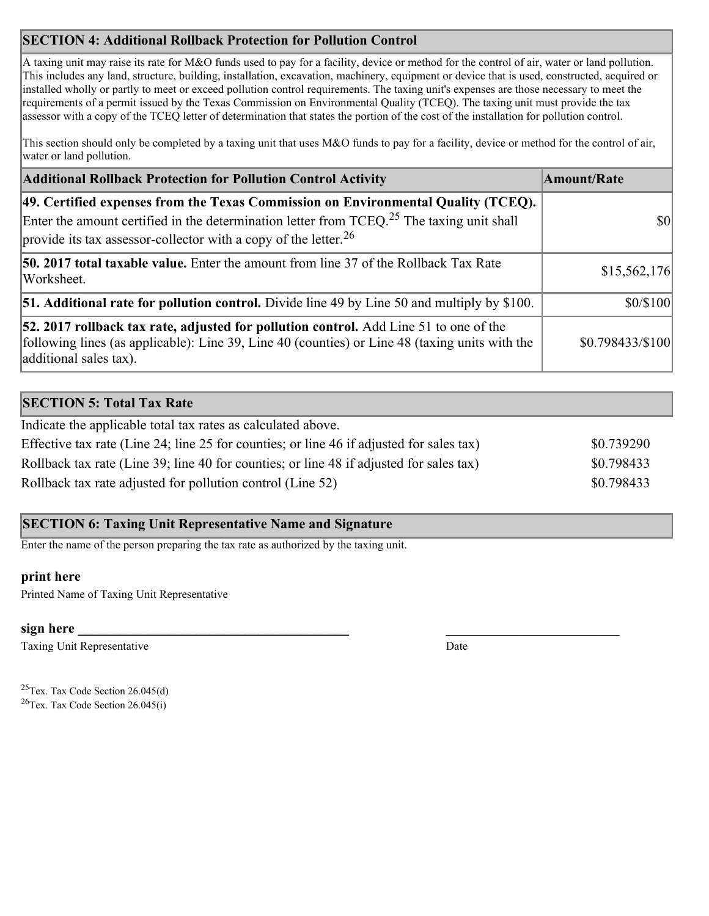## SECTION 4: Additional Rollback Protection for Pollution Control

A taxing unit may raise its rate for M&O funds used to pay for a facility, device or method for the control of air, water or land pollution. This includes any land, structure, building, installation, excavation, machinery, equipment or device that is used, constructed, acquired or installed wholly or partly to meet or exceed pollution control requirements. The taxing unit's expenses are those necessary to meet the requirements of a permit issued by the Texas Commission on Environmental Quality (TCEQ). The taxing unit must provide the tax assessor with a copy of the TCEQ letter of determination that states the portion of the cost of the installation for pollution control.

This section should only be completed by a taxing unit that uses M&O funds to pay for a facility, device or method for the control of air, water or land pollution.

| Additional Rollback Protection for Pollution Control Activity | Amount/Rate |
|---|---|
| **49. Certified expenses from the Texas Commission on Environmental Quality (TCEQ).** Enter the amount certified in the determination letter from TCEQ.[25] The taxing unit shall provide its tax assessor-collector with a copy of the letter.[26] | $0 |
| **50. 2017 total taxable value.** Enter the amount from line 37 of the Rollback Tax Rate Worksheet. | $15,562,176 |
| **51. Additional rate for pollution control.** Divide line 49 by Line 50 and multiply by $100. | $0/$100 |
| **52. 2017 rollback tax rate, adjusted for pollution control.** Add Line 51 to one of the following lines (as applicable): Line 39, Line 40 (counties) or Line 48 (taxing units with the additional sales tax). | $0.798433/$100 |

## SECTION 5: Total Tax Rate

Indicate the applicable total tax rates as calculated above.

| | |
|---|---|
| Effective tax rate (Line 24; line 25 for counties; or line 46 if adjusted for sales tax) | $0.739290 |
| Rollback tax rate (Line 39; line 40 for counties; or line 48 if adjusted for sales tax) | $0.798433 |
| Rollback tax rate adjusted for pollution control (Line 52) | $0.798433 |

## SECTION 6: Taxing Unit Representative Name and Signature

Enter the name of the person preparing the tax rate as authorized by the taxing unit.

**print here**

Printed Name of Taxing Unit Representative

**sign here** ________________________________________ ____________________________

Taxing Unit Representative Date

[25]Tex. Tax Code Section 26.045(d)
[26]Tex. Tax Code Section 26.045(i)